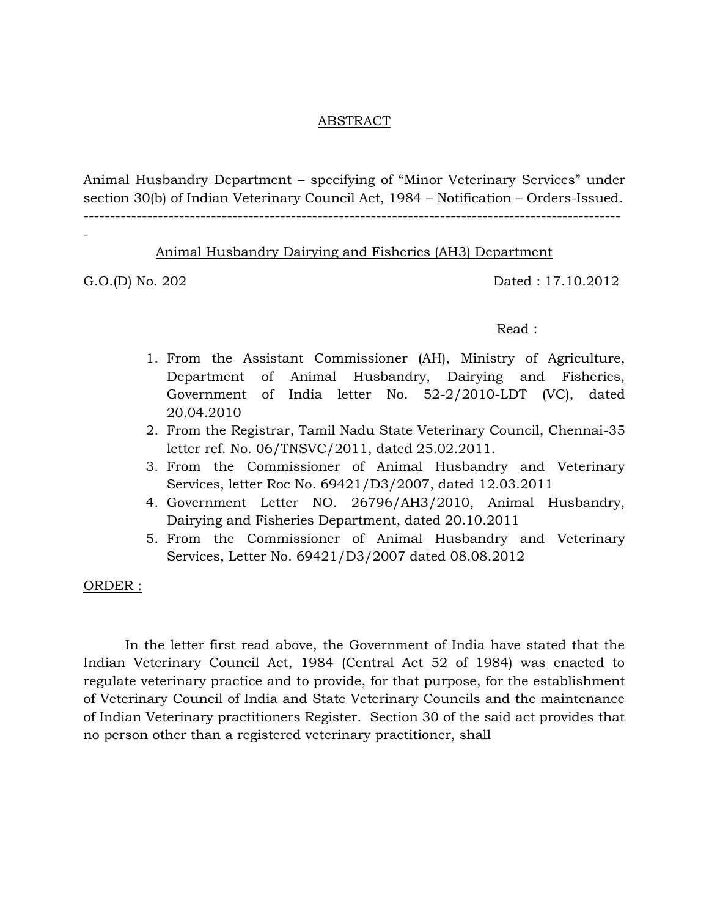# ABSTRACT

Animal Husbandry Department – specifying of "Minor Veterinary Services" under section 30(b) of Indian Veterinary Council Act, 1984 – Notification – Orders-Issued.

---

## Animal Husbandry Dairying and Fisheries (AH3) Department

G.O.(D) No. 202                                                                 Dated : 17.10.2012

Read :

1. From the Assistant Commissioner (AH), Ministry of Agriculture, Department of Animal Husbandry, Dairying and Fisheries, Government of India letter No. 52-2/2010-LDT (VC), dated 20.04.2010
2. From the Registrar, Tamil Nadu State Veterinary Council, Chennai-35 letter ref. No. 06/TNSVC/2011, dated 25.02.2011.
3. From the Commissioner of Animal Husbandry and Veterinary Services, letter Roc No. 69421/D3/2007, dated 12.03.2011
4. Government Letter NO. 26796/AH3/2010, Animal Husbandry, Dairying and Fisheries Department, dated 20.10.2011
5. From the Commissioner of Animal Husbandry and Veterinary Services, Letter No. 69421/D3/2007 dated 08.08.2012

ORDER :

In the letter first read above, the Government of India have stated that the Indian Veterinary Council Act, 1984 (Central Act 52 of 1984) was enacted to regulate veterinary practice and to provide, for that purpose, for the establishment of Veterinary Council of India and State Veterinary Councils and the maintenance of Indian Veterinary practitioners Register. Section 30 of the said act provides that no person other than a registered veterinary practitioner, shall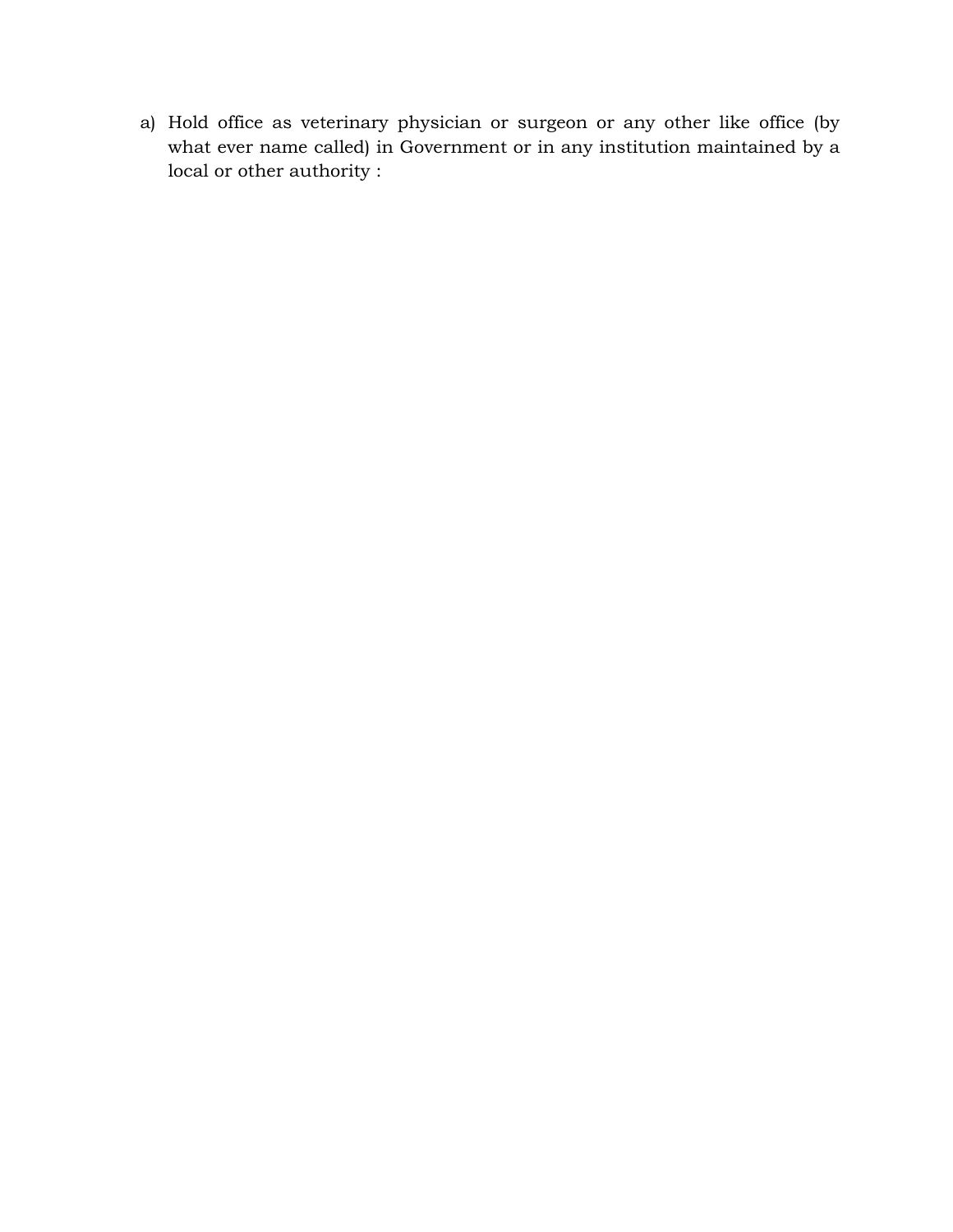a) Hold office as veterinary physician or surgeon or any other like office (by what ever name called) in Government or in any institution maintained by a local or other authority :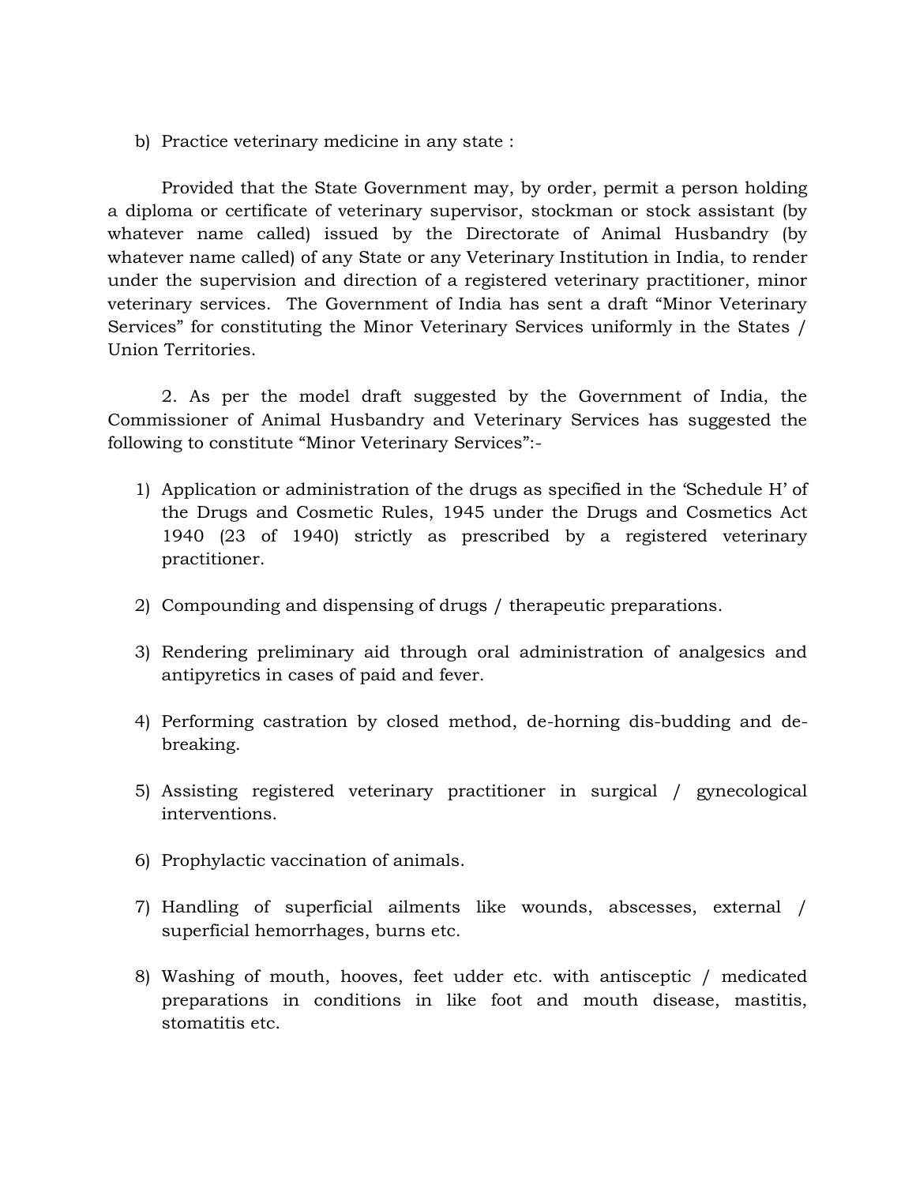b) Practice veterinary medicine in any state :

Provided that the State Government may, by order, permit a person holding a diploma or certificate of veterinary supervisor, stockman or stock assistant (by whatever name called) issued by the Directorate of Animal Husbandry (by whatever name called) of any State or any Veterinary Institution in India, to render under the supervision and direction of a registered veterinary practitioner, minor veterinary services. The Government of India has sent a draft "Minor Veterinary Services" for constituting the Minor Veterinary Services uniformly in the States / Union Territories.

2. As per the model draft suggested by the Government of India, the Commissioner of Animal Husbandry and Veterinary Services has suggested the following to constitute "Minor Veterinary Services":-

1) Application or administration of the drugs as specified in the 'Schedule H' of the Drugs and Cosmetic Rules, 1945 under the Drugs and Cosmetics Act 1940 (23 of 1940) strictly as prescribed by a registered veterinary practitioner.

2) Compounding and dispensing of drugs / therapeutic preparations.

3) Rendering preliminary aid through oral administration of analgesics and antipyretics in cases of paid and fever.

4) Performing castration by closed method, de-horning dis-budding and de-breaking.

5) Assisting registered veterinary practitioner in surgical / gynecological interventions.

6) Prophylactic vaccination of animals.

7) Handling of superficial ailments like wounds, abscesses, external / superficial hemorrhages, burns etc.

8) Washing of mouth, hooves, feet udder etc. with antisceptic / medicated preparations in conditions in like foot and mouth disease, mastitis, stomatitis etc.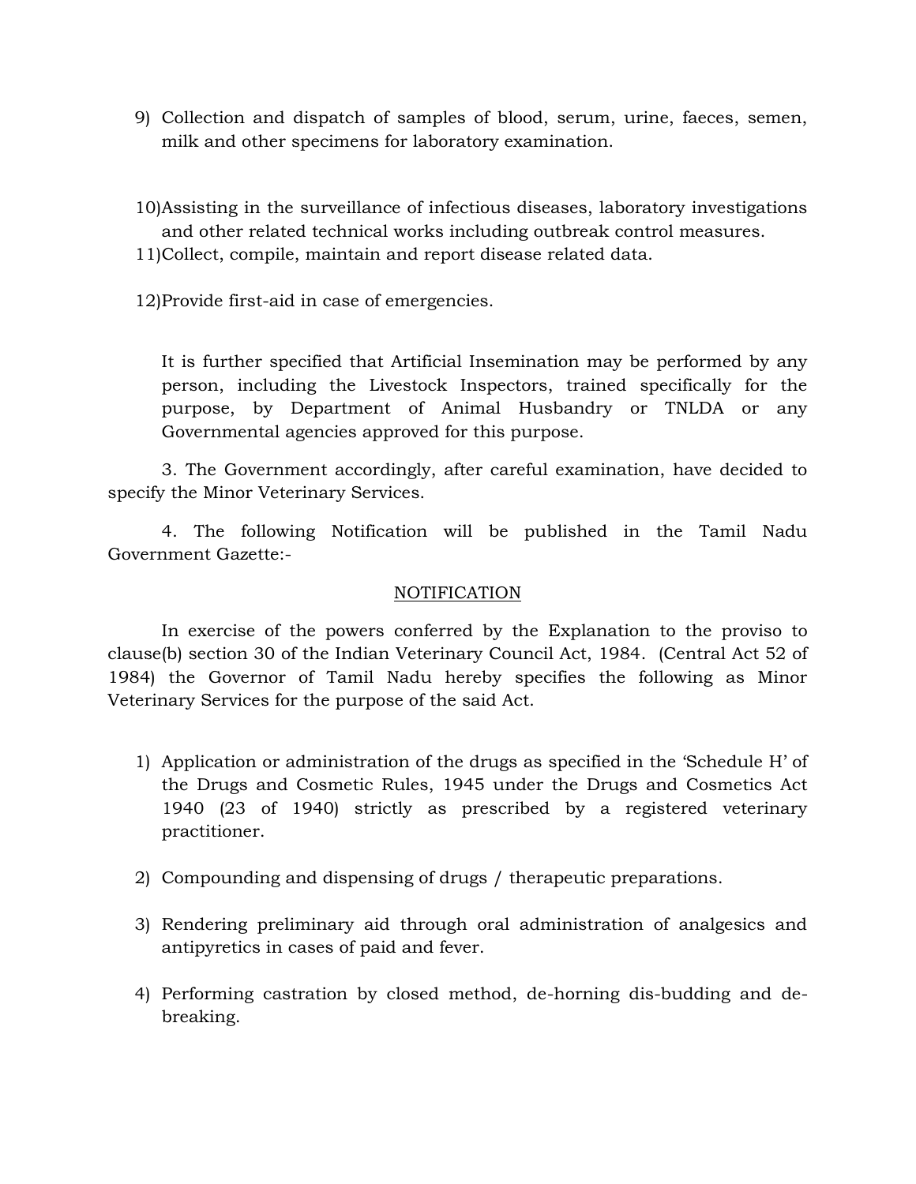9) Collection and dispatch of samples of blood, serum, urine, faeces, semen, milk and other specimens for laboratory examination.

10) Assisting in the surveillance of infectious diseases, laboratory investigations and other related technical works including outbreak control measures.

11) Collect, compile, maintain and report disease related data.

12) Provide first-aid in case of emergencies.

It is further specified that Artificial Insemination may be performed by any person, including the Livestock Inspectors, trained specifically for the purpose, by Department of Animal Husbandry or TNLDA or any Governmental agencies approved for this purpose.

3. The Government accordingly, after careful examination, have decided to specify the Minor Veterinary Services.

4. The following Notification will be published in the Tamil Nadu Government Gazette:-

NOTIFICATION

In exercise of the powers conferred by the Explanation to the proviso to clause(b) section 30 of the Indian Veterinary Council Act, 1984. (Central Act 52 of 1984) the Governor of Tamil Nadu hereby specifies the following as Minor Veterinary Services for the purpose of the said Act.

1) Application or administration of the drugs as specified in the 'Schedule H' of the Drugs and Cosmetic Rules, 1945 under the Drugs and Cosmetics Act 1940 (23 of 1940) strictly as prescribed by a registered veterinary practitioner.

2) Compounding and dispensing of drugs / therapeutic preparations.

3) Rendering preliminary aid through oral administration of analgesics and antipyretics in cases of paid and fever.

4) Performing castration by closed method, de-horning dis-budding and de-breaking.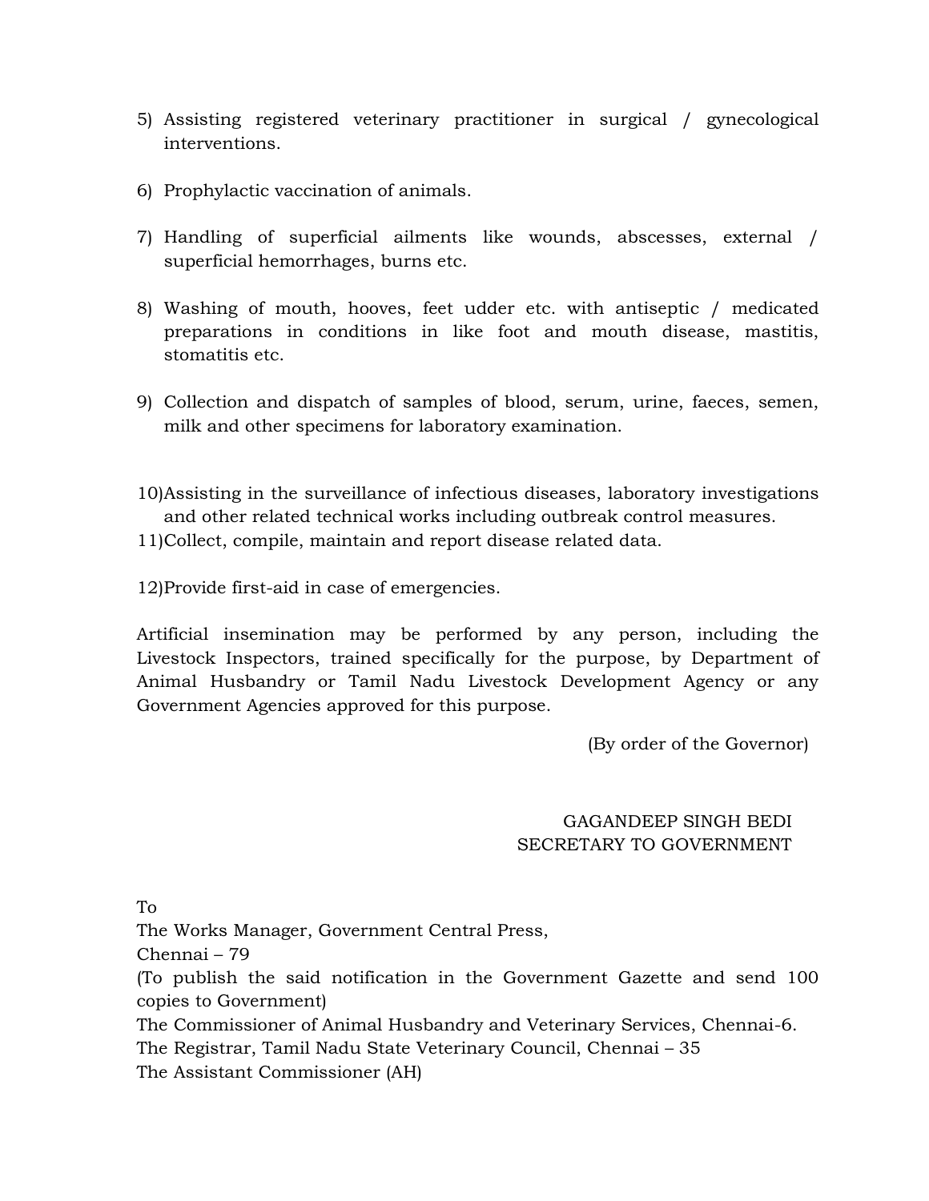5) Assisting registered veterinary practitioner in surgical / gynecological interventions.

6) Prophylactic vaccination of animals.

7) Handling of superficial ailments like wounds, abscesses, external / superficial hemorrhages, burns etc.

8) Washing of mouth, hooves, feet udder etc. with antiseptic / medicated preparations in conditions in like foot and mouth disease, mastitis, stomatitis etc.

9) Collection and dispatch of samples of blood, serum, urine, faeces, semen, milk and other specimens for laboratory examination.

10) Assisting in the surveillance of infectious diseases, laboratory investigations and other related technical works including outbreak control measures.

11) Collect, compile, maintain and report disease related data.

12) Provide first-aid in case of emergencies.

Artificial insemination may be performed by any person, including the Livestock Inspectors, trained specifically for the purpose, by Department of Animal Husbandry or Tamil Nadu Livestock Development Agency or any Government Agencies approved for this purpose.

(By order of the Governor)

GAGANDEEP SINGH BEDI
SECRETARY TO GOVERNMENT

To
The Works Manager, Government Central Press,
Chennai – 79
(To publish the said notification in the Government Gazette and send 100 copies to Government)
The Commissioner of Animal Husbandry and Veterinary Services, Chennai-6.
The Registrar, Tamil Nadu State Veterinary Council, Chennai – 35
The Assistant Commissioner (AH)